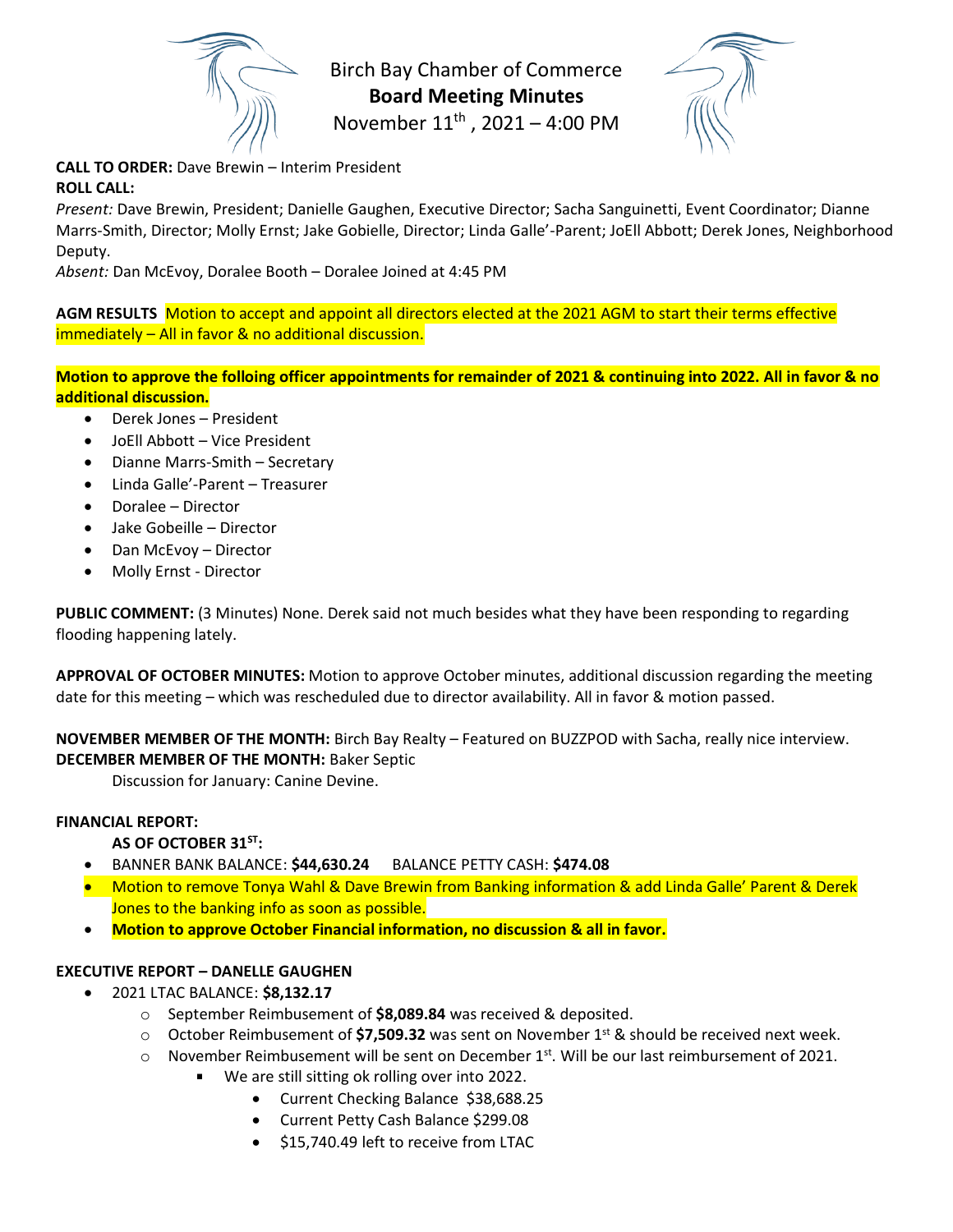# Birch Bay Chamber of Commerce
## Board Meeting Minutes
November 11th, 2021 – 4:00 PM

**CALL TO ORDER:** Dave Brewin – Interim President
**ROLL CALL:**
*Present:* Dave Brewin, President; Danielle Gaughen, Executive Director; Sacha Sanguinetti, Event Coordinator; Dianne Marrs-Smith, Director; Molly Ernst; Jake Gobielle, Director; Linda Galle'-Parent; JoEll Abbott; Derek Jones, Neighborhood Deputy.
*Absent:* Dan McEvoy, Doralee Booth – Doralee Joined at 4:45 PM

**AGM RESULTS** Motion to accept and appoint all directors elected at the 2021 AGM to start their terms effective immediately – All in favor & no additional discussion.

**Motion to approve the folloing officer appointments for remainder of 2021 & continuing into 2022. All in favor & no additional discussion.**

- Derek Jones – President
- JoEll Abbott – Vice President
- Dianne Marrs-Smith – Secretary
- Linda Galle'-Parent – Treasurer
- Doralee – Director
- Jake Gobeille – Director
- Dan McEvoy – Director
- Molly Ernst - Director

**PUBLIC COMMENT:** (3 Minutes) None. Derek said not much besides what they have been responding to regarding flooding happening lately.

**APPROVAL OF OCTOBER MINUTES:** Motion to approve October minutes, additional discussion regarding the meeting date for this meeting – which was rescheduled due to director availability. All in favor & motion passed.

**NOVEMBER MEMBER OF THE MONTH:** Birch Bay Realty – Featured on BUZZPOD with Sacha, really nice interview.
**DECEMBER MEMBER OF THE MONTH:** Baker Septic
Discussion for January: Canine Devine.

**FINANCIAL REPORT:**

**AS OF OCTOBER 31ST:**

- BANNER BANK BALANCE: **$44,630.24** BALANCE PETTY CASH: **$474.08**
- Motion to remove Tonya Wahl & Dave Brewin from Banking information & add Linda Galle' Parent & Derek Jones to the banking info as soon as possible.
- **Motion to approve October Financial information, no discussion & all in favor.**

**EXECUTIVE REPORT – DANELLE GAUGHEN**

- 2021 LTAC BALANCE: **$8,132.17**
  - September Reimbusement of **$8,089.84** was received & deposited.
  - October Reimbusement of **$7,509.32** was sent on November 1st & should be received next week.
  - November Reimbusement will be sent on December 1st. Will be our last reimbursement of 2021.
    - We are still sitting ok rolling over into 2022.
      - Current Checking Balance $38,688.25
      - Current Petty Cash Balance $299.08
      - $15,740.49 left to receive from LTAC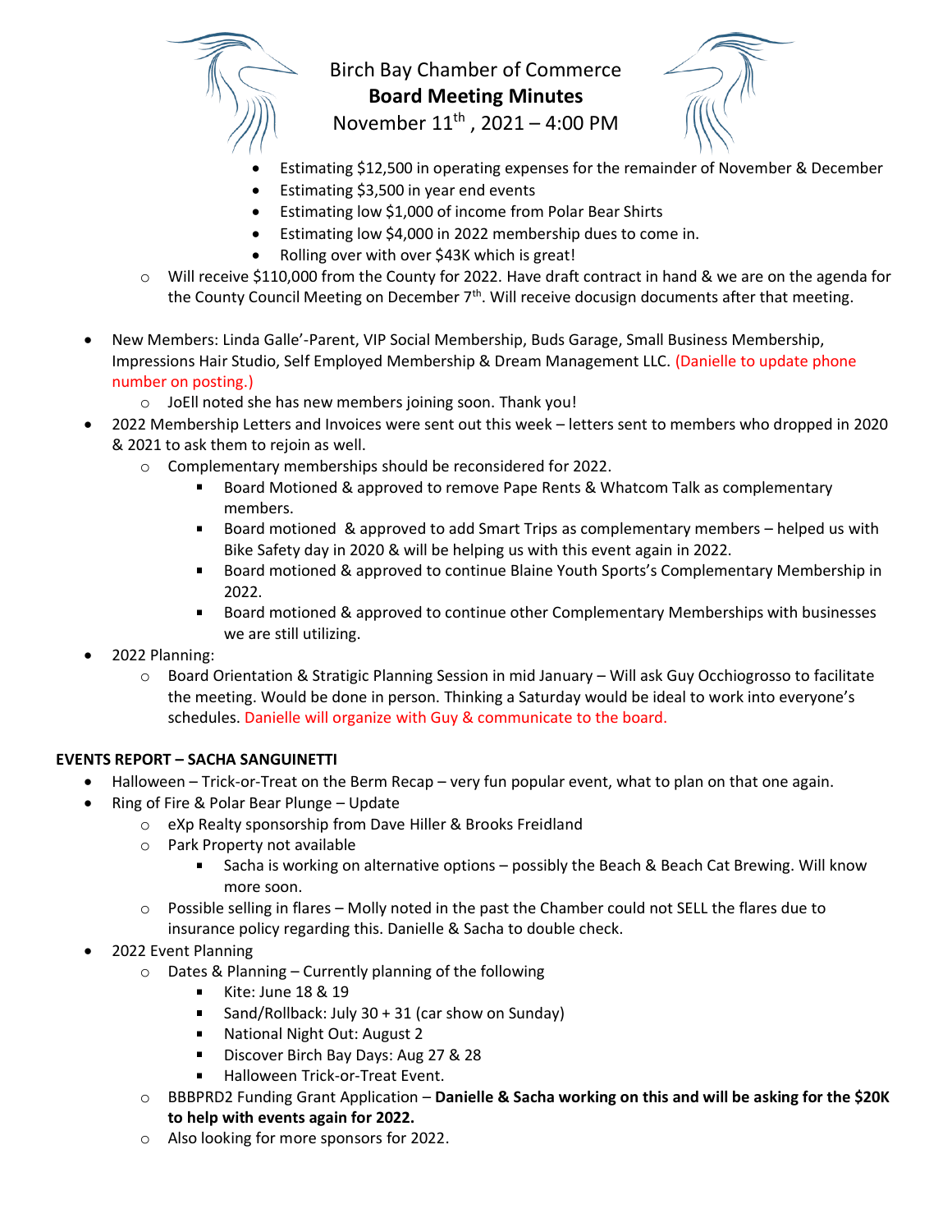- Estimating $12,500 in operating expenses for the remainder of November & December
- Estimating $3,500 in year end events
- Estimating low $1,000 of income from Polar Bear Shirts
- Estimating low $4,000 in 2022 membership dues to come in.
- Rolling over with over $43K which is great!

  - Will receive $110,000 from the County for 2022. Have draft contract in hand & we are on the agenda for the County Council Meeting on December 7th. Will receive docusign documents after that meeting.

- New Members: Linda Galle'-Parent, VIP Social Membership, Buds Garage, Small Business Membership, Impressions Hair Studio, Self Employed Membership & Dream Management LLC. (Danielle to update phone number on posting.)
  - JoEll noted she has new members joining soon. Thank you!
- 2022 Membership Letters and Invoices were sent out this week – letters sent to members who dropped in 2020 & 2021 to ask them to rejoin as well.
  - Complementary memberships should be reconsidered for 2022.
    - Board Motioned & approved to remove Pape Rents & Whatcom Talk as complementary members.
    - Board motioned & approved to add Smart Trips as complementary members – helped us with Bike Safety day in 2020 & will be helping us with this event again in 2022.
    - Board motioned & approved to continue Blaine Youth Sports's Complementary Membership in 2022.
    - Board motioned & approved to continue other Complementary Memberships with businesses we are still utilizing.
- 2022 Planning:
  - Board Orientation & Stratigic Planning Session in mid January – Will ask Guy Occhiogrosso to facilitate the meeting. Would be done in person. Thinking a Saturday would be ideal to work into everyone's schedules. Danielle will organize with Guy & communicate to the board.

**EVENTS REPORT – SACHA SANGUINETTI**

- Halloween – Trick-or-Treat on the Berm Recap – very fun popular event, what to plan on that one again.
- Ring of Fire & Polar Bear Plunge – Update
  - eXp Realty sponsorship from Dave Hiller & Brooks Freidland
  - Park Property not available
    - Sacha is working on alternative options – possibly the Beach & Beach Cat Brewing. Will know more soon.
  - Possible selling in flares – Molly noted in the past the Chamber could not SELL the flares due to insurance policy regarding this. Danielle & Sacha to double check.
- 2022 Event Planning
  - Dates & Planning – Currently planning of the following
    - Kite: June 18 & 19
    - Sand/Rollback: July 30 + 31 (car show on Sunday)
    - National Night Out: August 2
    - Discover Birch Bay Days: Aug 27 & 28
    - Halloween Trick-or-Treat Event.
  - BBBPRD2 Funding Grant Application – **Danielle & Sacha working on this and will be asking for the $20K to help with events again for 2022.**
  - Also looking for more sponsors for 2022.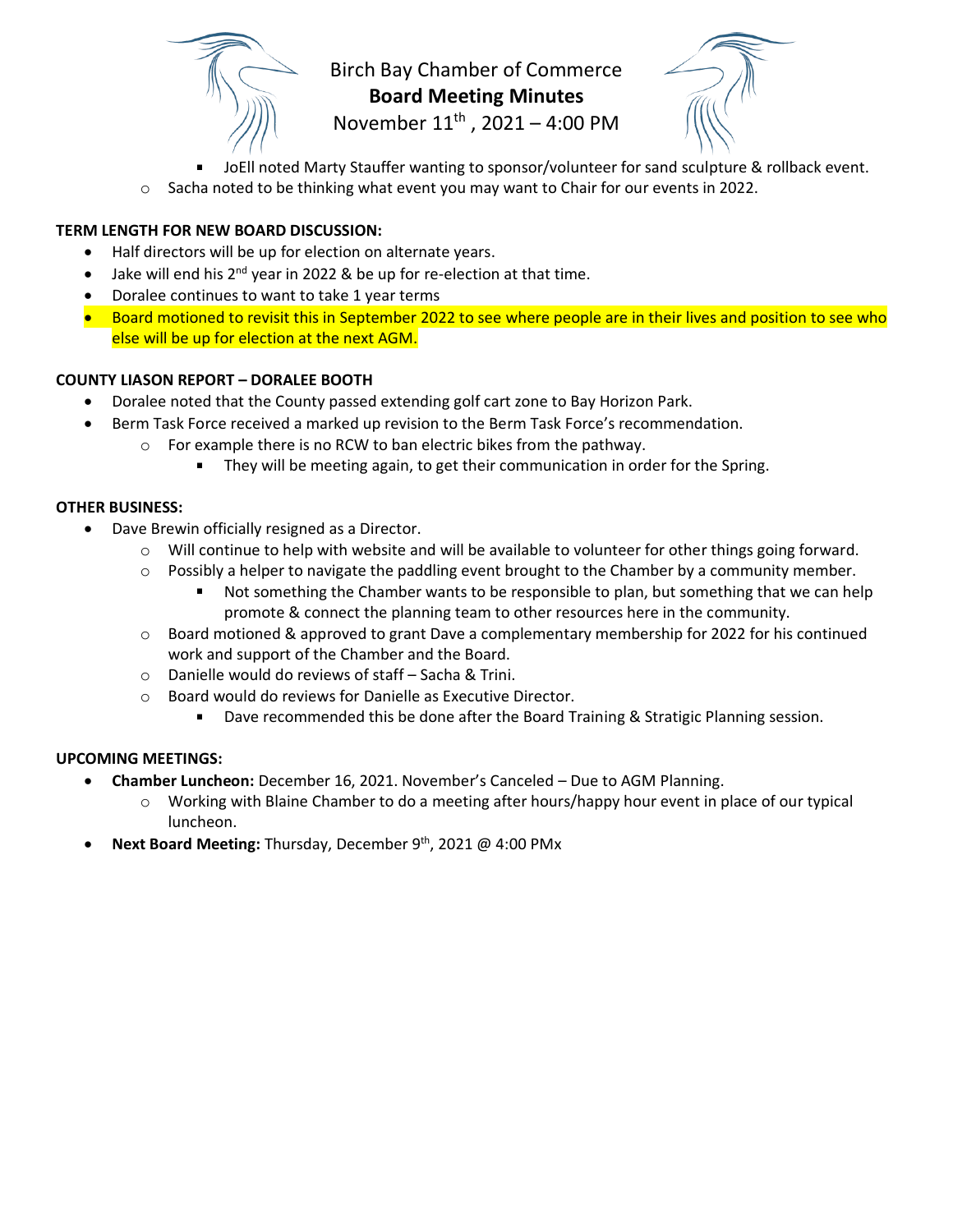Birch Bay Chamber of Commerce
**Board Meeting Minutes**
November 11th, 2021 – 4:00 PM

        - JoEll noted Marty Stauffer wanting to sponsor/volunteer for sand sculpture & rollback event.
    - Sacha noted to be thinking what event you may want to Chair for our events in 2022.

**TERM LENGTH FOR NEW BOARD DISCUSSION:**

- Half directors will be up for election on alternate years.
- Jake will end his 2nd year in 2022 & be up for re-election at that time.
- Doralee continues to want to take 1 year terms
- Board motioned to revisit this in September 2022 to see where people are in their lives and position to see who else will be up for election at the next AGM.

**COUNTY LIASON REPORT – DORALEE BOOTH**

- Doralee noted that the County passed extending golf cart zone to Bay Horizon Park.
- Berm Task Force received a marked up revision to the Berm Task Force's recommendation.
    - For example there is no RCW to ban electric bikes from the pathway.
        - They will be meeting again, to get their communication in order for the Spring.

**OTHER BUSINESS:**

- Dave Brewin officially resigned as a Director.
    - Will continue to help with website and will be available to volunteer for other things going forward.
    - Possibly a helper to navigate the paddling event brought to the Chamber by a community member.
        - Not something the Chamber wants to be responsible to plan, but something that we can help promote & connect the planning team to other resources here in the community.
    - Board motioned & approved to grant Dave a complementary membership for 2022 for his continued work and support of the Chamber and the Board.
    - Danielle would do reviews of staff – Sacha & Trini.
    - Board would do reviews for Danielle as Executive Director.
        - Dave recommended this be done after the Board Training & Stratigic Planning session.

**UPCOMING MEETINGS:**

- **Chamber Luncheon:** December 16, 2021. November's Canceled – Due to AGM Planning.
    - Working with Blaine Chamber to do a meeting after hours/happy hour event in place of our typical luncheon.
- **Next Board Meeting:** Thursday, December 9th, 2021 @ 4:00 PMx